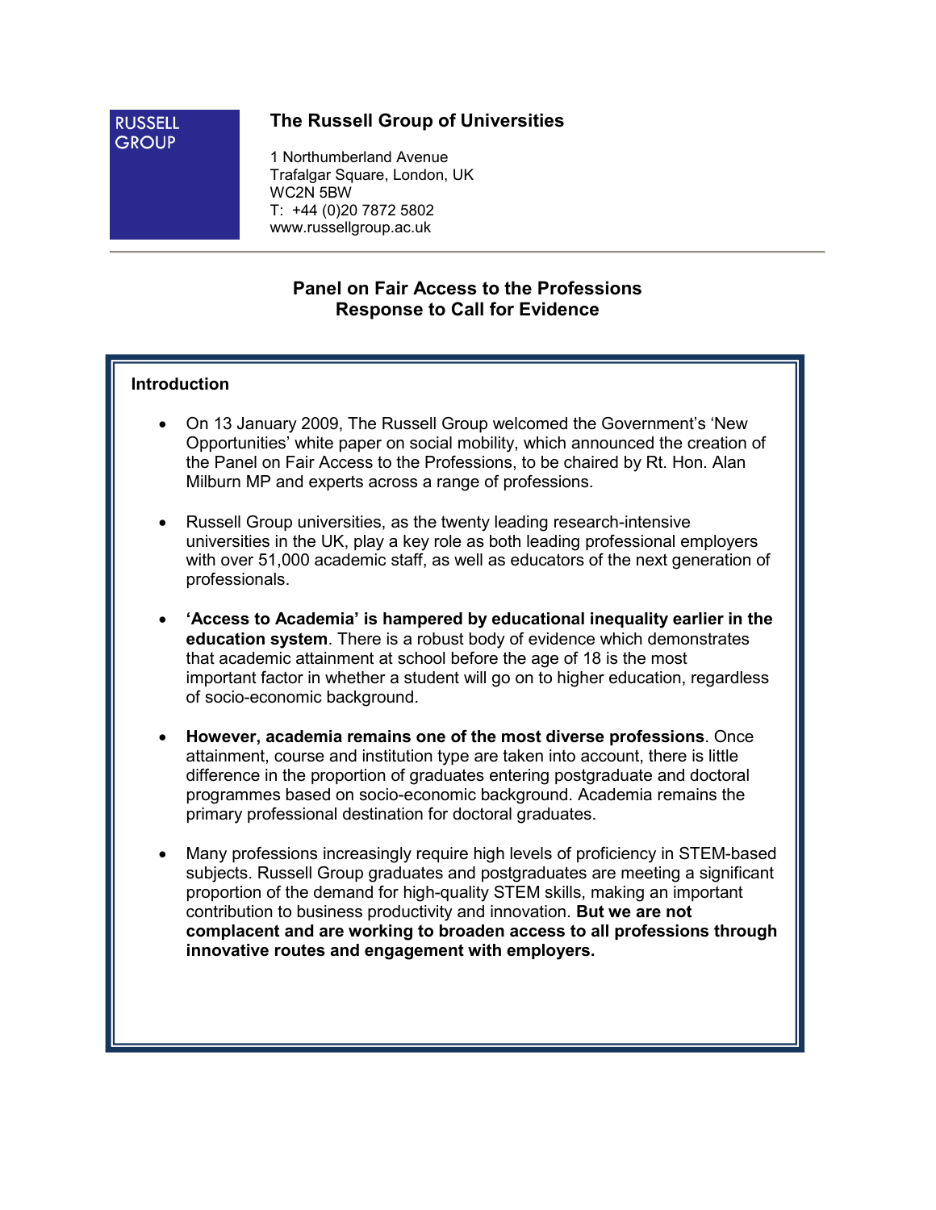**RUSSELL GROUP**

## The Russell Group of Universities

1 Northumberland Avenue
Trafalgar Square, London, UK
WC2N 5BW
T: +44 (0)20 7872 5802
www.russellgroup.ac.uk

---

# Panel on Fair Access to the Professions
# Response to Call for Evidence

### Introduction

- On 13 January 2009, The Russell Group welcomed the Government's 'New Opportunities' white paper on social mobility, which announced the creation of the Panel on Fair Access to the Professions, to be chaired by Rt. Hon. Alan Milburn MP and experts across a range of professions.

- Russell Group universities, as the twenty leading research-intensive universities in the UK, play a key role as both leading professional employers with over 51,000 academic staff, as well as educators of the next generation of professionals.

- **'Access to Academia' is hampered by educational inequality earlier in the education system**. There is a robust body of evidence which demonstrates that academic attainment at school before the age of 18 is the most important factor in whether a student will go on to higher education, regardless of socio-economic background.

- **However, academia remains one of the most diverse professions**. Once attainment, course and institution type are taken into account, there is little difference in the proportion of graduates entering postgraduate and doctoral programmes based on socio-economic background. Academia remains the primary professional destination for doctoral graduates.

- Many professions increasingly require high levels of proficiency in STEM-based subjects. Russell Group graduates and postgraduates are meeting a significant proportion of the demand for high-quality STEM skills, making an important contribution to business productivity and innovation. **But we are not complacent and are working to broaden access to all professions through innovative routes and engagement with employers.**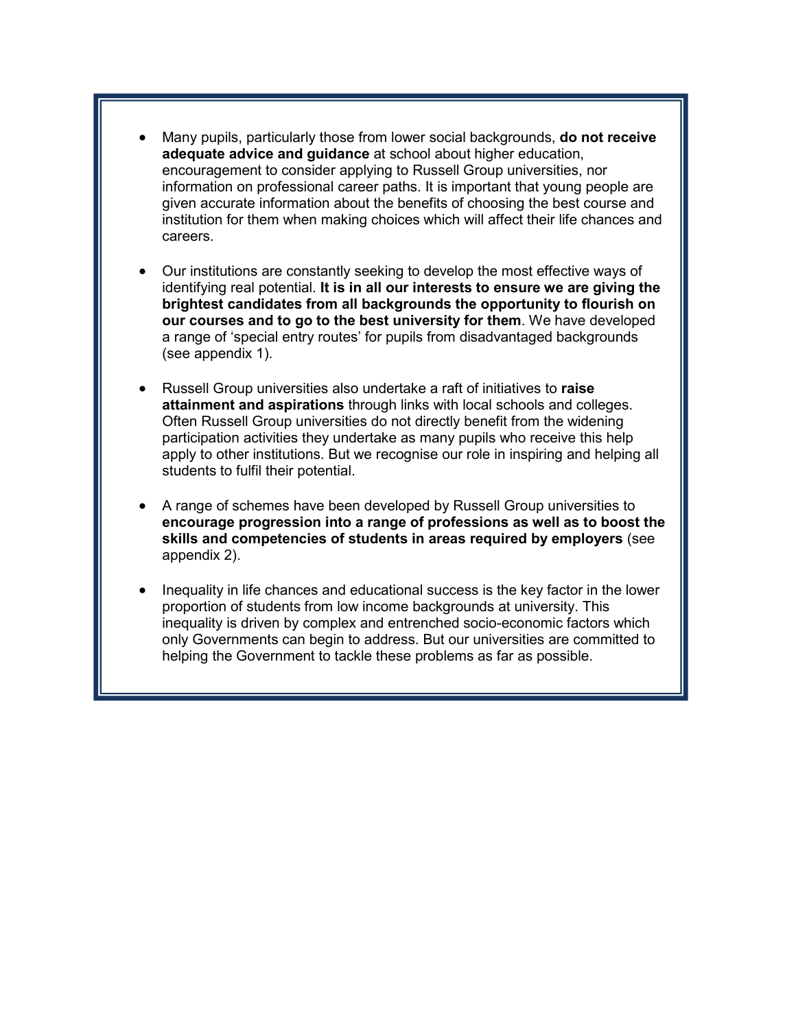- Many pupils, particularly those from lower social backgrounds, **do not receive adequate advice and guidance** at school about higher education, encouragement to consider applying to Russell Group universities, nor information on professional career paths. It is important that young people are given accurate information about the benefits of choosing the best course and institution for them when making choices which will affect their life chances and careers.

- Our institutions are constantly seeking to develop the most effective ways of identifying real potential. **It is in all our interests to ensure we are giving the brightest candidates from all backgrounds the opportunity to flourish on our courses and to go to the best university for them**. We have developed a range of 'special entry routes' for pupils from disadvantaged backgrounds (see appendix 1).

- Russell Group universities also undertake a raft of initiatives to **raise attainment and aspirations** through links with local schools and colleges. Often Russell Group universities do not directly benefit from the widening participation activities they undertake as many pupils who receive this help apply to other institutions. But we recognise our role in inspiring and helping all students to fulfil their potential.

- A range of schemes have been developed by Russell Group universities to **encourage progression into a range of professions as well as to boost the skills and competencies of students in areas required by employers** (see appendix 2).

- Inequality in life chances and educational success is the key factor in the lower proportion of students from low income backgrounds at university. This inequality is driven by complex and entrenched socio-economic factors which only Governments can begin to address. But our universities are committed to helping the Government to tackle these problems as far as possible.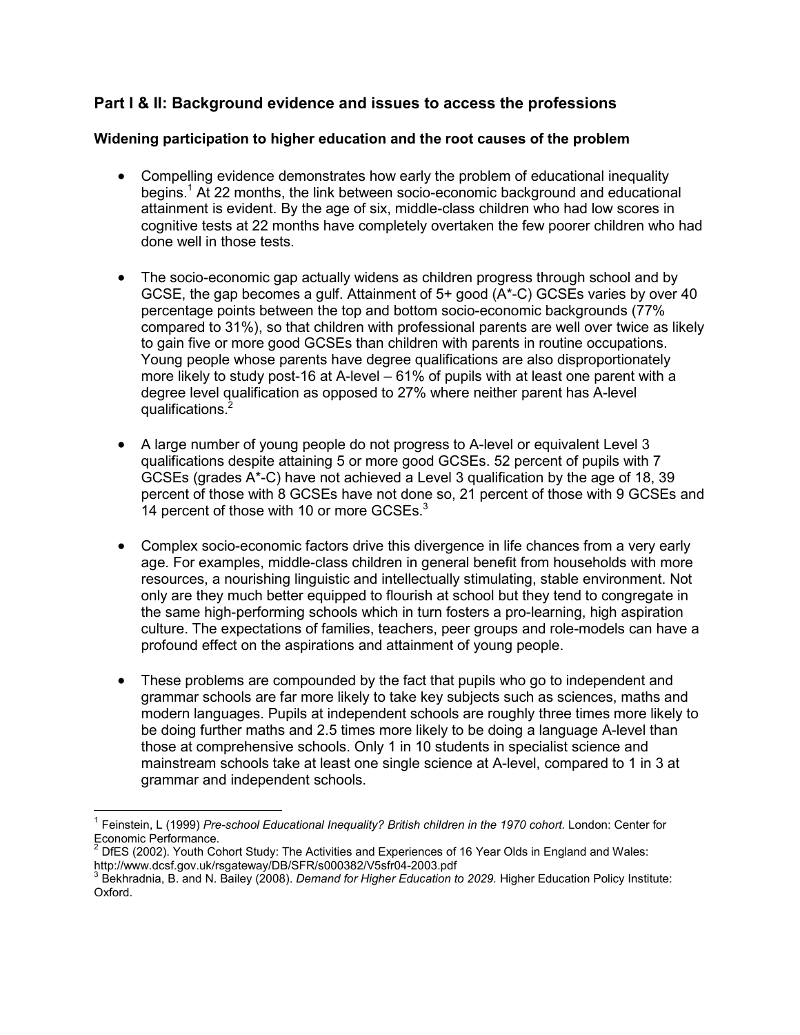## Part I & II: Background evidence and issues to access the professions

### Widening participation to higher education and the root causes of the problem

- Compelling evidence demonstrates how early the problem of educational inequality begins.[1] At 22 months, the link between socio-economic background and educational attainment is evident. By the age of six, middle-class children who had low scores in cognitive tests at 22 months have completely overtaken the few poorer children who had done well in those tests.

- The socio-economic gap actually widens as children progress through school and by GCSE, the gap becomes a gulf. Attainment of 5+ good (A*-C) GCSEs varies by over 40 percentage points between the top and bottom socio-economic backgrounds (77% compared to 31%), so that children with professional parents are well over twice as likely to gain five or more good GCSEs than children with parents in routine occupations. Young people whose parents have degree qualifications are also disproportionately more likely to study post-16 at A-level – 61% of pupils with at least one parent with a degree level qualification as opposed to 27% where neither parent has A-level qualifications.[2]

- A large number of young people do not progress to A-level or equivalent Level 3 qualifications despite attaining 5 or more good GCSEs. 52 percent of pupils with 7 GCSEs (grades A*-C) have not achieved a Level 3 qualification by the age of 18, 39 percent of those with 8 GCSEs have not done so, 21 percent of those with 9 GCSEs and 14 percent of those with 10 or more GCSEs.[3]

- Complex socio-economic factors drive this divergence in life chances from a very early age. For examples, middle-class children in general benefit from households with more resources, a nourishing linguistic and intellectually stimulating, stable environment. Not only are they much better equipped to flourish at school but they tend to congregate in the same high-performing schools which in turn fosters a pro-learning, high aspiration culture. The expectations of families, teachers, peer groups and role-models can have a profound effect on the aspirations and attainment of young people.

- These problems are compounded by the fact that pupils who go to independent and grammar schools are far more likely to take key subjects such as sciences, maths and modern languages. Pupils at independent schools are roughly three times more likely to be doing further maths and 2.5 times more likely to be doing a language A-level than those at comprehensive schools. Only 1 in 10 students in specialist science and mainstream schools take at least one single science at A-level, compared to 1 in 3 at grammar and independent schools.

---

[1] Feinstein, L (1999) *Pre-school Educational Inequality? British children in the 1970 cohort.* London: Center for Economic Performance.

[2] DfES (2002). Youth Cohort Study: The Activities and Experiences of 16 Year Olds in England and Wales: http://www.dcsf.gov.uk/rsgateway/DB/SFR/s000382/V5sfr04-2003.pdf

[3] Bekhradnia, B. and N. Bailey (2008). *Demand for Higher Education to 2029.* Higher Education Policy Institute: Oxford.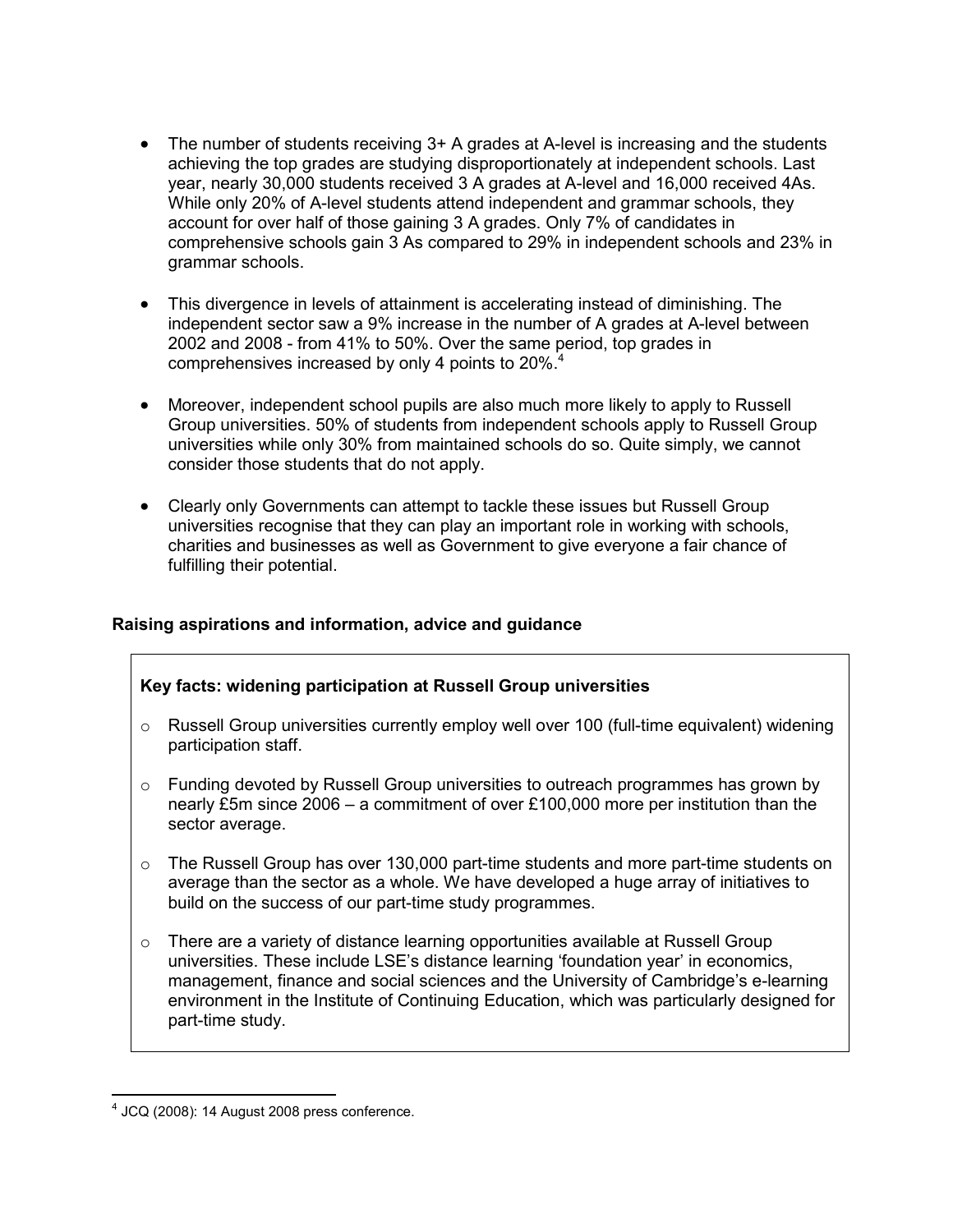- The number of students receiving 3+ A grades at A-level is increasing and the students achieving the top grades are studying disproportionately at independent schools. Last year, nearly 30,000 students received 3 A grades at A-level and 16,000 received 4As. While only 20% of A-level students attend independent and grammar schools, they account for over half of those gaining 3 A grades. Only 7% of candidates in comprehensive schools gain 3 As compared to 29% in independent schools and 23% in grammar schools.

- This divergence in levels of attainment is accelerating instead of diminishing. The independent sector saw a 9% increase in the number of A grades at A-level between 2002 and 2008 - from 41% to 50%. Over the same period, top grades in comprehensives increased by only 4 points to 20%.[4]

- Moreover, independent school pupils are also much more likely to apply to Russell Group universities. 50% of students from independent schools apply to Russell Group universities while only 30% from maintained schools do so. Quite simply, we cannot consider those students that do not apply.

- Clearly only Governments can attempt to tackle these issues but Russell Group universities recognise that they can play an important role in working with schools, charities and businesses as well as Government to give everyone a fair chance of fulfilling their potential.

### Raising aspirations and information, advice and guidance

**Key facts: widening participation at Russell Group universities**

- Russell Group universities currently employ well over 100 (full-time equivalent) widening participation staff.

- Funding devoted by Russell Group universities to outreach programmes has grown by nearly £5m since 2006 – a commitment of over £100,000 more per institution than the sector average.

- The Russell Group has over 130,000 part-time students and more part-time students on average than the sector as a whole. We have developed a huge array of initiatives to build on the success of our part-time study programmes.

- There are a variety of distance learning opportunities available at Russell Group universities. These include LSE's distance learning 'foundation year' in economics, management, finance and social sciences and the University of Cambridge's e-learning environment in the Institute of Continuing Education, which was particularly designed for part-time study.

---

[4] JCQ (2008): 14 August 2008 press conference.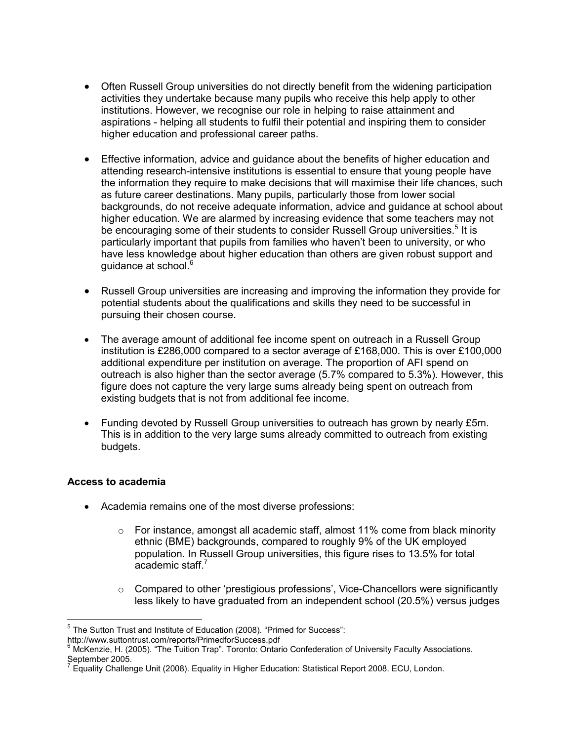- Often Russell Group universities do not directly benefit from the widening participation activities they undertake because many pupils who receive this help apply to other institutions. However, we recognise our role in helping to raise attainment and aspirations - helping all students to fulfil their potential and inspiring them to consider higher education and professional career paths.

- Effective information, advice and guidance about the benefits of higher education and attending research-intensive institutions is essential to ensure that young people have the information they require to make decisions that will maximise their life chances, such as future career destinations. Many pupils, particularly those from lower social backgrounds, do not receive adequate information, advice and guidance at school about higher education. We are alarmed by increasing evidence that some teachers may not be encouraging some of their students to consider Russell Group universities.[5] It is particularly important that pupils from families who haven't been to university, or who have less knowledge about higher education than others are given robust support and guidance at school.[6]

- Russell Group universities are increasing and improving the information they provide for potential students about the qualifications and skills they need to be successful in pursuing their chosen course.

- The average amount of additional fee income spent on outreach in a Russell Group institution is £286,000 compared to a sector average of £168,000. This is over £100,000 additional expenditure per institution on average. The proportion of AFI spend on outreach is also higher than the sector average (5.7% compared to 5.3%). However, this figure does not capture the very large sums already being spent on outreach from existing budgets that is not from additional fee income.

- Funding devoted by Russell Group universities to outreach has grown by nearly £5m. This is in addition to the very large sums already committed to outreach from existing budgets.

**Access to academia**

- Academia remains one of the most diverse professions:

    - For instance, amongst all academic staff, almost 11% come from black minority ethnic (BME) backgrounds, compared to roughly 9% of the UK employed population. In Russell Group universities, this figure rises to 13.5% for total academic staff.[7]

    - Compared to other 'prestigious professions', Vice-Chancellors were significantly less likely to have graduated from an independent school (20.5%) versus judges

---

[5] The Sutton Trust and Institute of Education (2008). "Primed for Success": http://www.suttontrust.com/reports/PrimedforSuccess.pdf

[6] McKenzie, H. (2005). "The Tuition Trap". Toronto: Ontario Confederation of University Faculty Associations. September 2005.

[7] Equality Challenge Unit (2008). Equality in Higher Education: Statistical Report 2008. ECU, London.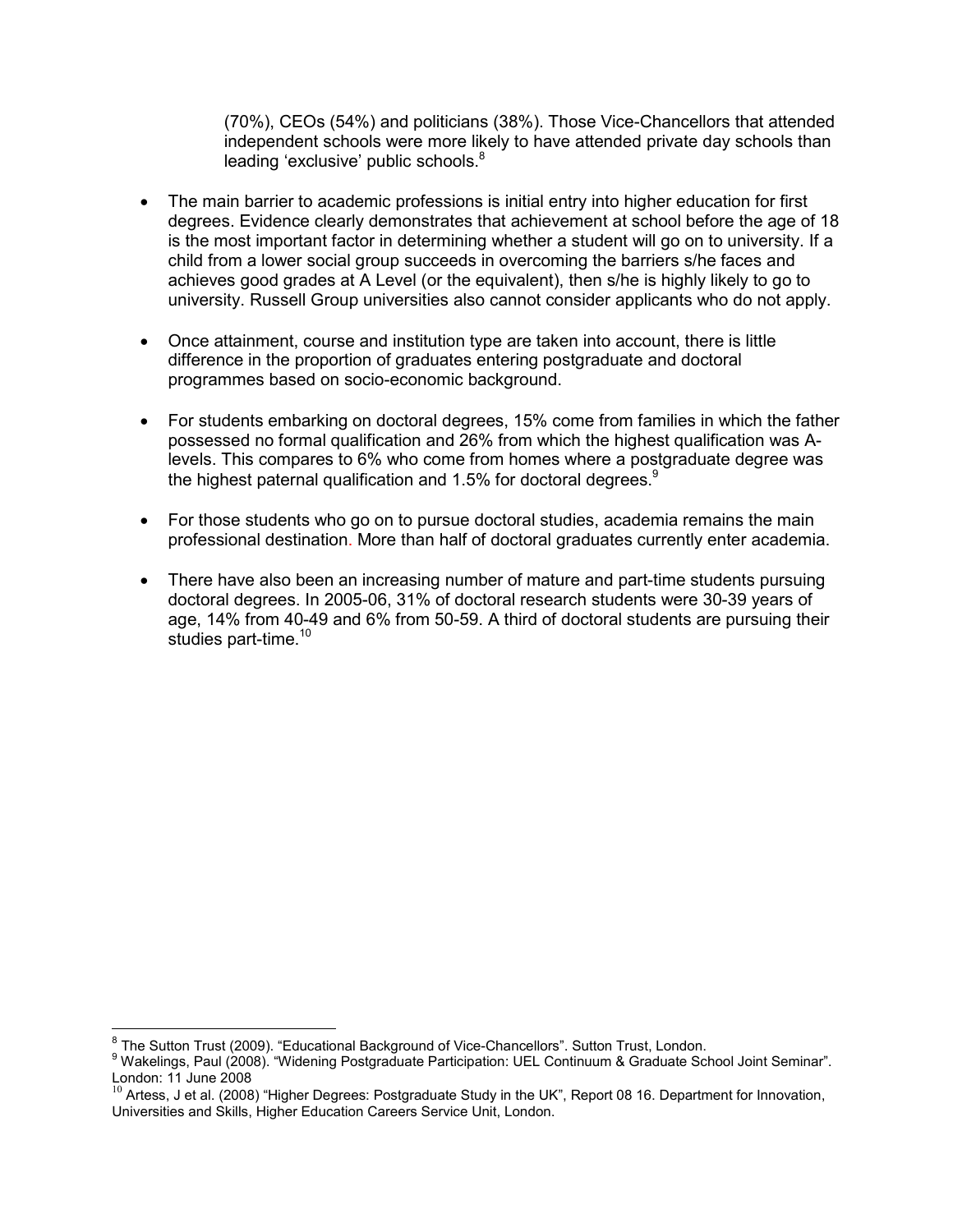(70%), CEOs (54%) and politicians (38%). Those Vice-Chancellors that attended independent schools were more likely to have attended private day schools than leading 'exclusive' public schools.[8]

- The main barrier to academic professions is initial entry into higher education for first degrees. Evidence clearly demonstrates that achievement at school before the age of 18 is the most important factor in determining whether a student will go on to university. If a child from a lower social group succeeds in overcoming the barriers s/he faces and achieves good grades at A Level (or the equivalent), then s/he is highly likely to go to university. Russell Group universities also cannot consider applicants who do not apply.

- Once attainment, course and institution type are taken into account, there is little difference in the proportion of graduates entering postgraduate and doctoral programmes based on socio-economic background.

- For students embarking on doctoral degrees, 15% come from families in which the father possessed no formal qualification and 26% from which the highest qualification was A-levels. This compares to 6% who come from homes where a postgraduate degree was the highest paternal qualification and 1.5% for doctoral degrees.[9]

- For those students who go on to pursue doctoral studies, academia remains the main professional destination. More than half of doctoral graduates currently enter academia.

- There have also been an increasing number of mature and part-time students pursuing doctoral degrees. In 2005-06, 31% of doctoral research students were 30-39 years of age, 14% from 40-49 and 6% from 50-59. A third of doctoral students are pursuing their studies part-time.[10]

---

[8] The Sutton Trust (2009). "Educational Background of Vice-Chancellors". Sutton Trust, London.

[9] Wakelings, Paul (2008). "Widening Postgraduate Participation: UEL Continuum & Graduate School Joint Seminar". London: 11 June 2008

[10] Artess, J et al. (2008) "Higher Degrees: Postgraduate Study in the UK", Report 08 16. Department for Innovation, Universities and Skills, Higher Education Careers Service Unit, London.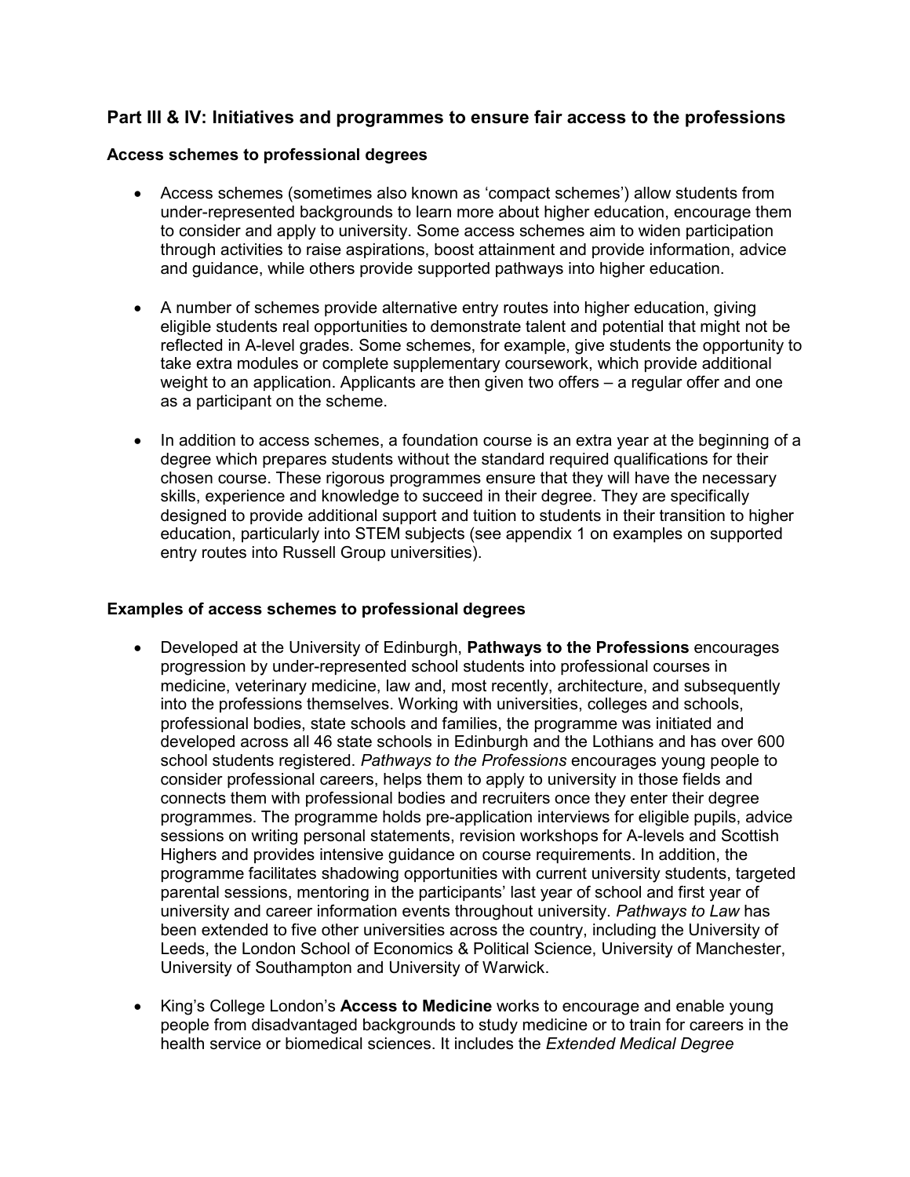## Part III & IV: Initiatives and programmes to ensure fair access to the professions

### Access schemes to professional degrees

- Access schemes (sometimes also known as 'compact schemes') allow students from under-represented backgrounds to learn more about higher education, encourage them to consider and apply to university. Some access schemes aim to widen participation through activities to raise aspirations, boost attainment and provide information, advice and guidance, while others provide supported pathways into higher education.

- A number of schemes provide alternative entry routes into higher education, giving eligible students real opportunities to demonstrate talent and potential that might not be reflected in A-level grades. Some schemes, for example, give students the opportunity to take extra modules or complete supplementary coursework, which provide additional weight to an application. Applicants are then given two offers – a regular offer and one as a participant on the scheme.

- In addition to access schemes, a foundation course is an extra year at the beginning of a degree which prepares students without the standard required qualifications for their chosen course. These rigorous programmes ensure that they will have the necessary skills, experience and knowledge to succeed in their degree. They are specifically designed to provide additional support and tuition to students in their transition to higher education, particularly into STEM subjects (see appendix 1 on examples on supported entry routes into Russell Group universities).

### Examples of access schemes to professional degrees

- Developed at the University of Edinburgh, **Pathways to the Professions** encourages progression by under-represented school students into professional courses in medicine, veterinary medicine, law and, most recently, architecture, and subsequently into the professions themselves. Working with universities, colleges and schools, professional bodies, state schools and families, the programme was initiated and developed across all 46 state schools in Edinburgh and the Lothians and has over 600 school students registered. *Pathways to the Professions* encourages young people to consider professional careers, helps them to apply to university in those fields and connects them with professional bodies and recruiters once they enter their degree programmes. The programme holds pre-application interviews for eligible pupils, advice sessions on writing personal statements, revision workshops for A-levels and Scottish Highers and provides intensive guidance on course requirements. In addition, the programme facilitates shadowing opportunities with current university students, targeted parental sessions, mentoring in the participants' last year of school and first year of university and career information events throughout university. *Pathways to Law* has been extended to five other universities across the country, including the University of Leeds, the London School of Economics & Political Science, University of Manchester, University of Southampton and University of Warwick.

- King's College London's **Access to Medicine** works to encourage and enable young people from disadvantaged backgrounds to study medicine or to train for careers in the health service or biomedical sciences. It includes the *Extended Medical Degree*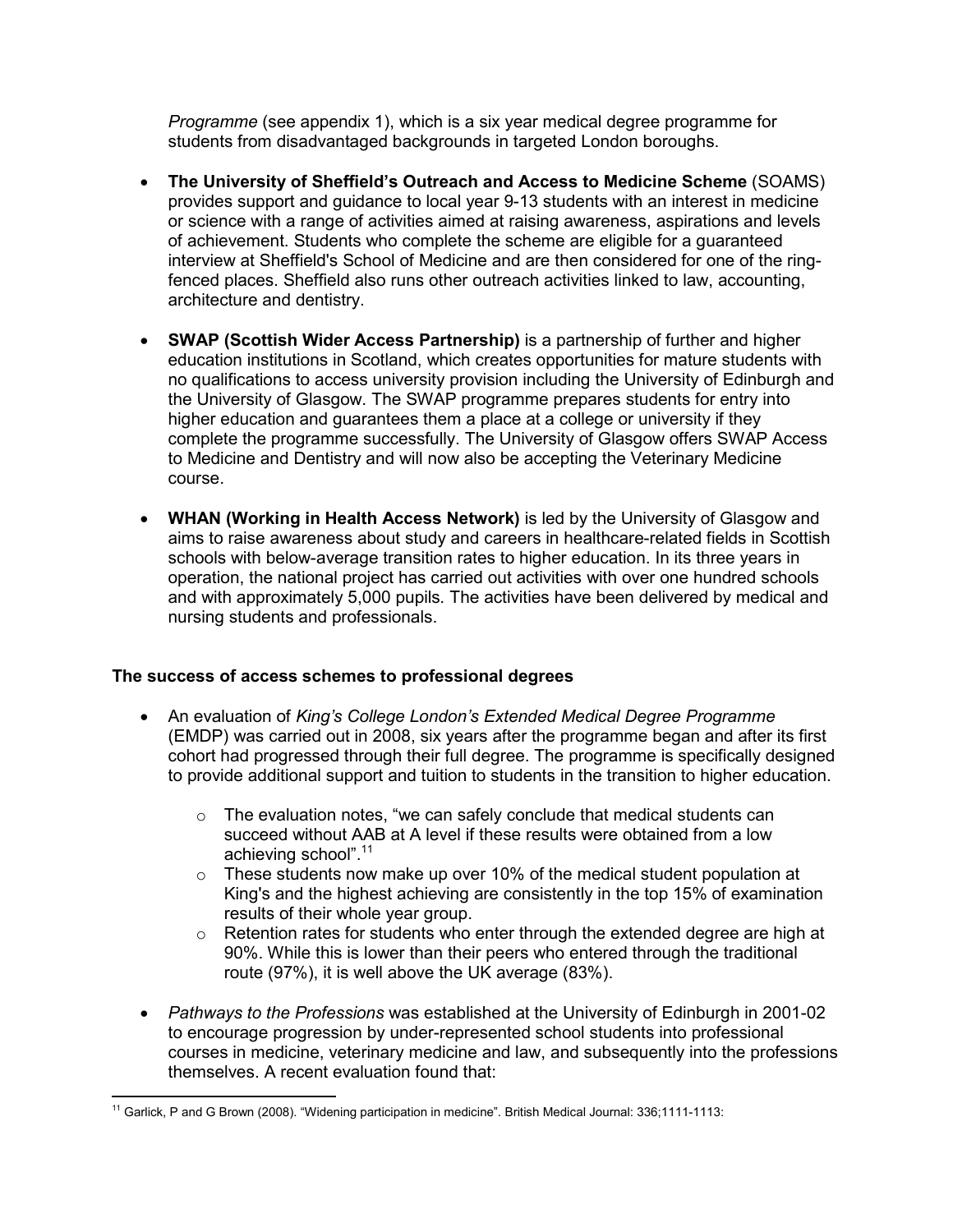*Programme* (see appendix 1), which is a six year medical degree programme for students from disadvantaged backgrounds in targeted London boroughs.

- **The University of Sheffield's Outreach and Access to Medicine Scheme** (SOAMS) provides support and guidance to local year 9-13 students with an interest in medicine or science with a range of activities aimed at raising awareness, aspirations and levels of achievement. Students who complete the scheme are eligible for a guaranteed interview at Sheffield's School of Medicine and are then considered for one of the ring-fenced places. Sheffield also runs other outreach activities linked to law, accounting, architecture and dentistry.

- **SWAP (Scottish Wider Access Partnership)** is a partnership of further and higher education institutions in Scotland, which creates opportunities for mature students with no qualifications to access university provision including the University of Edinburgh and the University of Glasgow. The SWAP programme prepares students for entry into higher education and guarantees them a place at a college or university if they complete the programme successfully. The University of Glasgow offers SWAP Access to Medicine and Dentistry and will now also be accepting the Veterinary Medicine course.

- **WHAN (Working in Health Access Network)** is led by the University of Glasgow and aims to raise awareness about study and careers in healthcare-related fields in Scottish schools with below-average transition rates to higher education. In its three years in operation, the national project has carried out activities with over one hundred schools and with approximately 5,000 pupils. The activities have been delivered by medical and nursing students and professionals.

**The success of access schemes to professional degrees**

- An evaluation of *King's College London's Extended Medical Degree Programme* (EMDP) was carried out in 2008, six years after the programme began and after its first cohort had progressed through their full degree. The programme is specifically designed to provide additional support and tuition to students in the transition to higher education.
  - The evaluation notes, "we can safely conclude that medical students can succeed without AAB at A level if these results were obtained from a low achieving school".[11]
  - These students now make up over 10% of the medical student population at King's and the highest achieving are consistently in the top 15% of examination results of their whole year group.
  - Retention rates for students who enter through the extended degree are high at 90%. While this is lower than their peers who entered through the traditional route (97%), it is well above the UK average (83%).

- *Pathways to the Professions* was established at the University of Edinburgh in 2001-02 to encourage progression by under-represented school students into professional courses in medicine, veterinary medicine and law, and subsequently into the professions themselves. A recent evaluation found that:

[11] Garlick, P and G Brown (2008). "Widening participation in medicine". British Medical Journal: 336;1111-1113: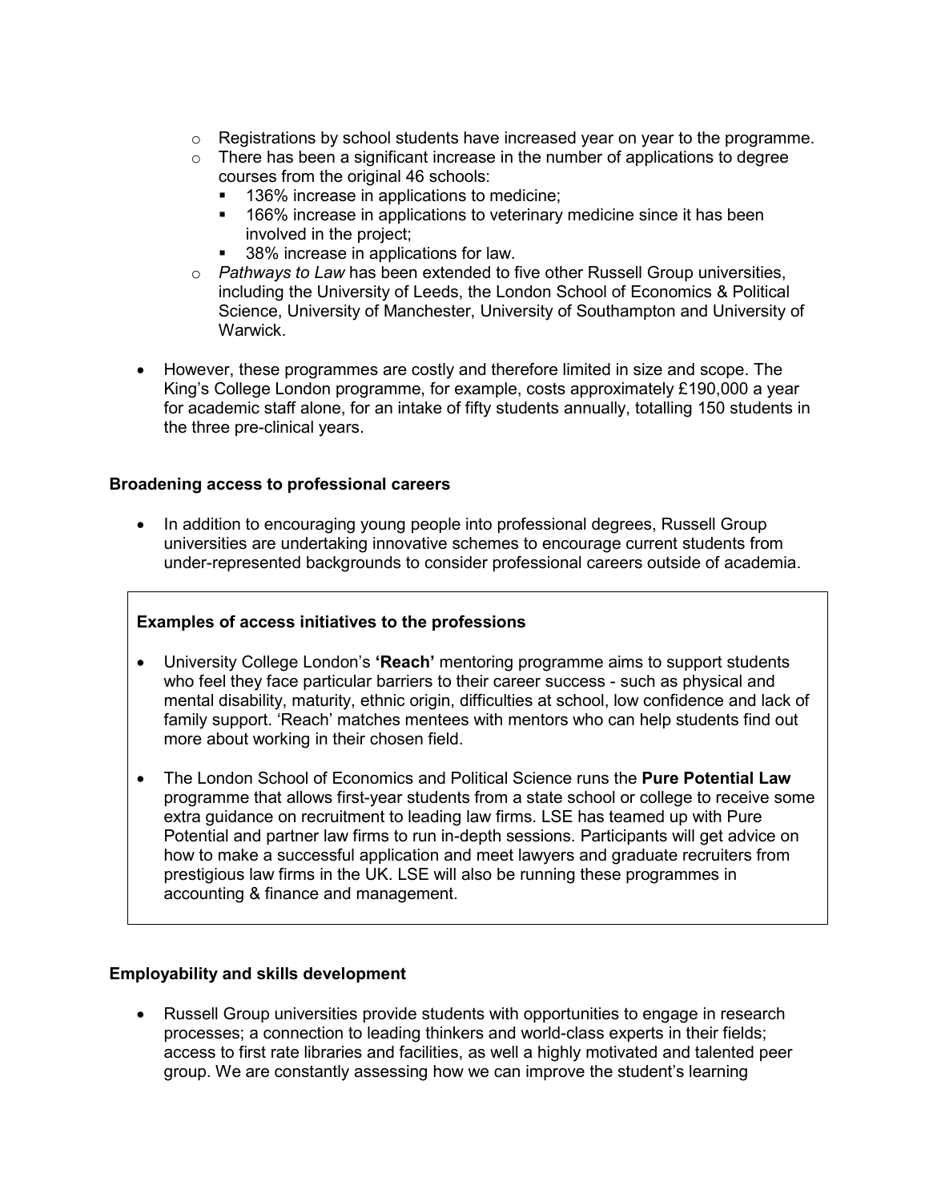- Registrations by school students have increased year on year to the programme.
  - There has been a significant increase in the number of applications to degree courses from the original 46 schools:
    - 136% increase in applications to medicine;
    - 166% increase in applications to veterinary medicine since it has been involved in the project;
    - 38% increase in applications for law.
  - *Pathways to Law* has been extended to five other Russell Group universities, including the University of Leeds, the London School of Economics & Political Science, University of Manchester, University of Southampton and University of Warwick.

- However, these programmes are costly and therefore limited in size and scope. The King's College London programme, for example, costs approximately £190,000 a year for academic staff alone, for an intake of fifty students annually, totalling 150 students in the three pre-clinical years.

**Broadening access to professional careers**

- In addition to encouraging young people into professional degrees, Russell Group universities are undertaking innovative schemes to encourage current students from under-represented backgrounds to consider professional careers outside of academia.

**Examples of access initiatives to the professions**

- University College London's **'Reach'** mentoring programme aims to support students who feel they face particular barriers to their career success - such as physical and mental disability, maturity, ethnic origin, difficulties at school, low confidence and lack of family support. 'Reach' matches mentees with mentors who can help students find out more about working in their chosen field.
- The London School of Economics and Political Science runs the **Pure Potential Law** programme that allows first-year students from a state school or college to receive some extra guidance on recruitment to leading law firms. LSE has teamed up with Pure Potential and partner law firms to run in-depth sessions. Participants will get advice on how to make a successful application and meet lawyers and graduate recruiters from prestigious law firms in the UK. LSE will also be running these programmes in accounting & finance and management.

**Employability and skills development**

- Russell Group universities provide students with opportunities to engage in research processes; a connection to leading thinkers and world-class experts in their fields; access to first rate libraries and facilities, as well a highly motivated and talented peer group. We are constantly assessing how we can improve the student's learning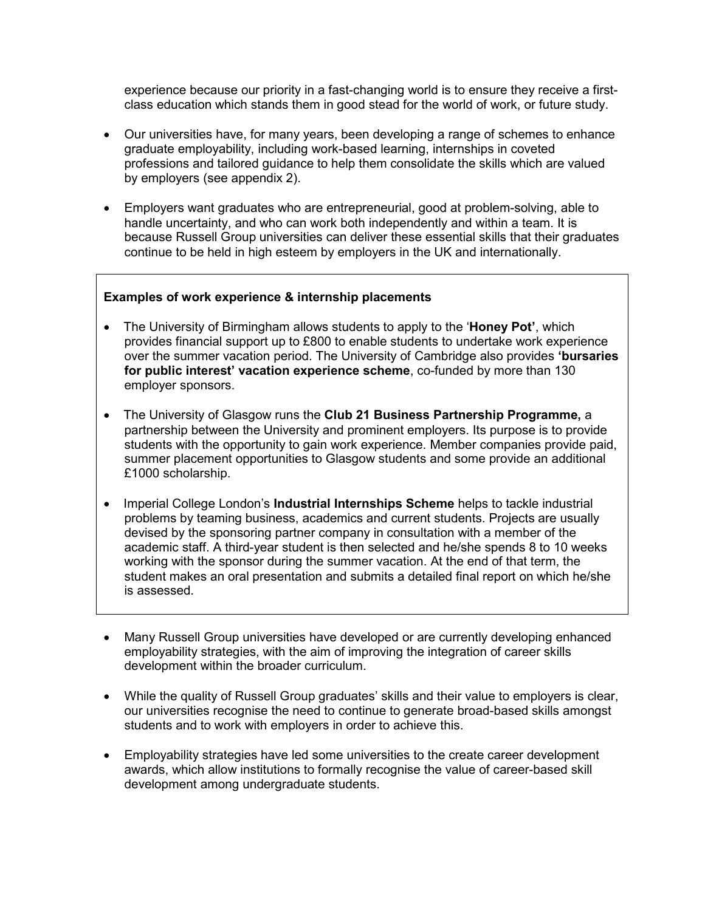experience because our priority in a fast-changing world is to ensure they receive a first-class education which stands them in good stead for the world of work, or future study.

- Our universities have, for many years, been developing a range of schemes to enhance graduate employability, including work-based learning, internships in coveted professions and tailored guidance to help them consolidate the skills which are valued by employers (see appendix 2).

- Employers want graduates who are entrepreneurial, good at problem-solving, able to handle uncertainty, and who can work both independently and within a team. It is because Russell Group universities can deliver these essential skills that their graduates continue to be held in high esteem by employers in the UK and internationally.

**Examples of work experience & internship placements**

- The University of Birmingham allows students to apply to the '**Honey Pot'**, which provides financial support up to £800 to enable students to undertake work experience over the summer vacation period. The University of Cambridge also provides **'bursaries for public interest' vacation experience scheme**, co-funded by more than 130 employer sponsors.

- The University of Glasgow runs the **Club 21 Business Partnership Programme,** a partnership between the University and prominent employers. Its purpose is to provide students with the opportunity to gain work experience. Member companies provide paid, summer placement opportunities to Glasgow students and some provide an additional £1000 scholarship.

- Imperial College London's **Industrial Internships Scheme** helps to tackle industrial problems by teaming business, academics and current students. Projects are usually devised by the sponsoring partner company in consultation with a member of the academic staff. A third-year student is then selected and he/she spends 8 to 10 weeks working with the sponsor during the summer vacation. At the end of that term, the student makes an oral presentation and submits a detailed final report on which he/she is assessed.

- Many Russell Group universities have developed or are currently developing enhanced employability strategies, with the aim of improving the integration of career skills development within the broader curriculum.

- While the quality of Russell Group graduates' skills and their value to employers is clear, our universities recognise the need to continue to generate broad-based skills amongst students and to work with employers in order to achieve this.

- Employability strategies have led some universities to the create career development awards, which allow institutions to formally recognise the value of career-based skill development among undergraduate students.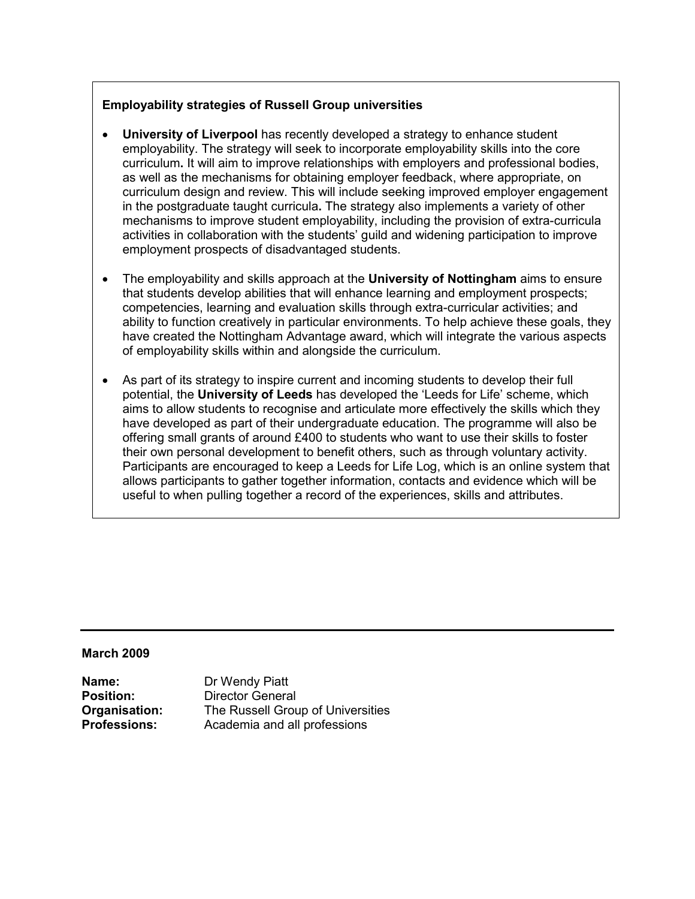**Employability strategies of Russell Group universities**

- **University of Liverpool** has recently developed a strategy to enhance student employability. The strategy will seek to incorporate employability skills into the core curriculum**.** It will aim to improve relationships with employers and professional bodies, as well as the mechanisms for obtaining employer feedback, where appropriate, on curriculum design and review. This will include seeking improved employer engagement in the postgraduate taught curricula**.** The strategy also implements a variety of other mechanisms to improve student employability, including the provision of extra-curricula activities in collaboration with the students' guild and widening participation to improve employment prospects of disadvantaged students.

- The employability and skills approach at the **University of Nottingham** aims to ensure that students develop abilities that will enhance learning and employment prospects; competencies, learning and evaluation skills through extra-curricular activities; and ability to function creatively in particular environments. To help achieve these goals, they have created the Nottingham Advantage award, which will integrate the various aspects of employability skills within and alongside the curriculum.

- As part of its strategy to inspire current and incoming students to develop their full potential, the **University of Leeds** has developed the 'Leeds for Life' scheme, which aims to allow students to recognise and articulate more effectively the skills which they have developed as part of their undergraduate education. The programme will also be offering small grants of around £400 to students who want to use their skills to foster their own personal development to benefit others, such as through voluntary activity. Participants are encouraged to keep a Leeds for Life Log, which is an online system that allows participants to gather together information, contacts and evidence which will be useful to when pulling together a record of the experiences, skills and attributes.

---

**March 2009**

**Name:** Dr Wendy Piatt
**Position:** Director General
**Organisation:** The Russell Group of Universities
**Professions:** Academia and all professions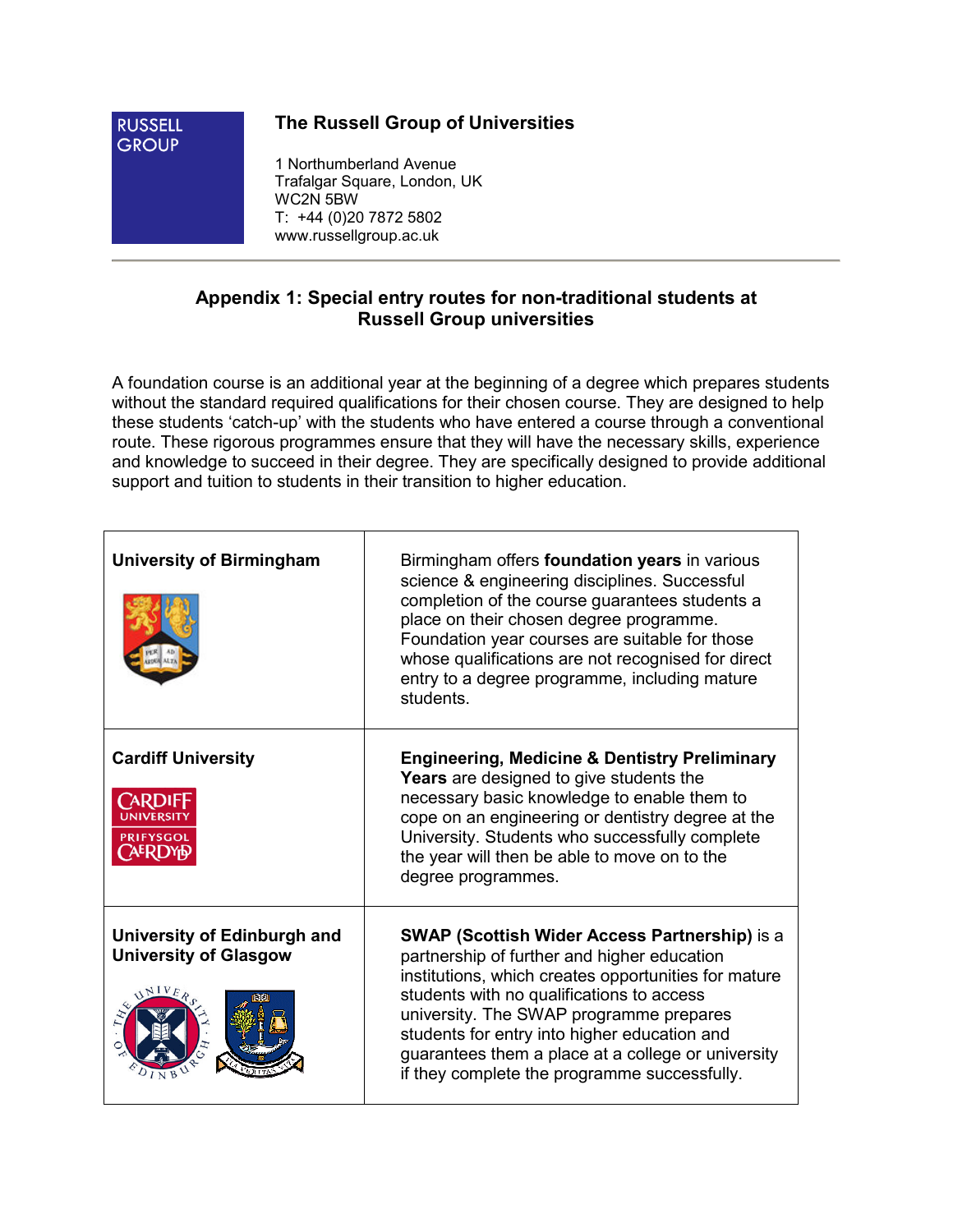**The Russell Group of Universities**

1 Northumberland Avenue
Trafalgar Square, London, UK
WC2N 5BW
T: +44 (0)20 7872 5802
www.russellgroup.ac.uk

## Appendix 1: Special entry routes for non-traditional students at Russell Group universities

A foundation course is an additional year at the beginning of a degree which prepares students without the standard required qualifications for their chosen course. They are designed to help these students 'catch-up' with the students who have entered a course through a conventional route. These rigorous programmes ensure that they will have the necessary skills, experience and knowledge to succeed in their degree. They are specifically designed to provide additional support and tuition to students in their transition to higher education.

| | |
|---|---|
| **University of Birmingham** | Birmingham offers **foundation years** in various science & engineering disciplines. Successful completion of the course guarantees students a place on their chosen degree programme. Foundation year courses are suitable for those whose qualifications are not recognised for direct entry to a degree programme, including mature students. |
| **Cardiff University** | **Engineering, Medicine & Dentistry Preliminary Years** are designed to give students the necessary basic knowledge to enable them to cope on an engineering or dentistry degree at the University. Students who successfully complete the year will then be able to move on to the degree programmes. |
| **University of Edinburgh and University of Glasgow** | **SWAP (Scottish Wider Access Partnership)** is a partnership of further and higher education institutions, which creates opportunities for mature students with no qualifications to access university. The SWAP programme prepares students for entry into higher education and guarantees them a place at a college or university if they complete the programme successfully. |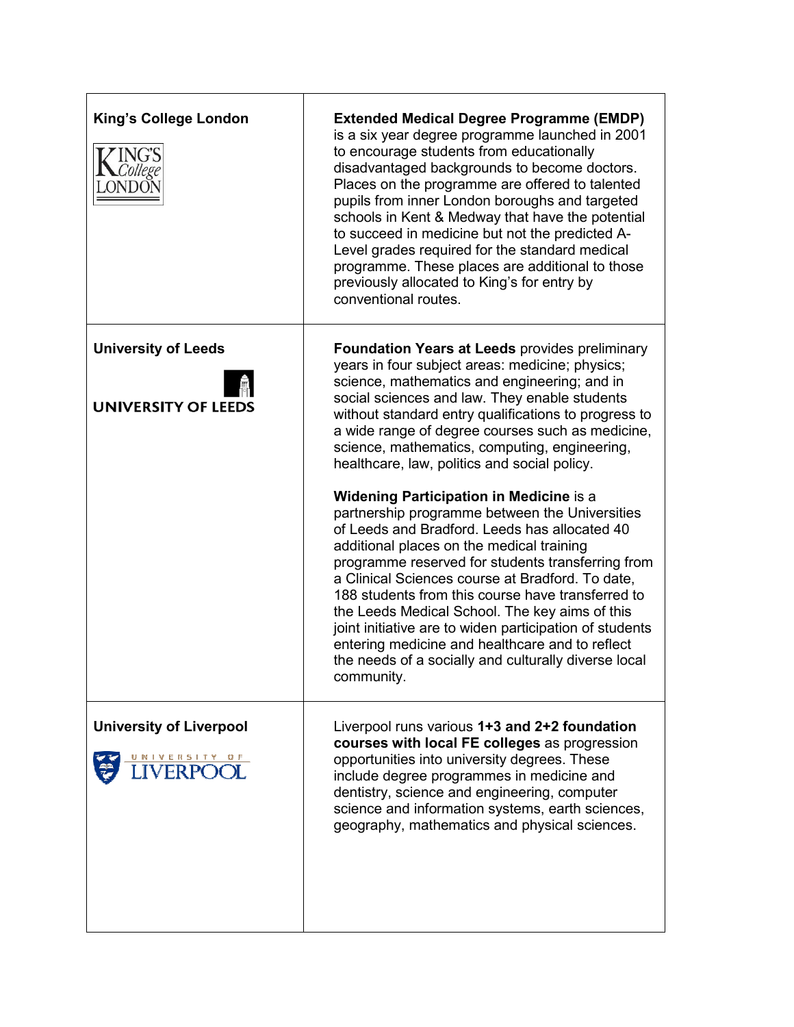| | |
|---|---|
| **King's College London** | **Extended Medical Degree Programme (EMDP)** is a six year degree programme launched in 2001 to encourage students from educationally disadvantaged backgrounds to become doctors. Places on the programme are offered to talented pupils from inner London boroughs and targeted schools in Kent & Medway that have the potential to succeed in medicine but not the predicted A-Level grades required for the standard medical programme. These places are additional to those previously allocated to King's for entry by conventional routes. |
| **University of Leeds** | **Foundation Years at Leeds** provides preliminary years in four subject areas: medicine; physics; science, mathematics and engineering; and in social sciences and law. They enable students without standard entry qualifications to progress to a wide range of degree courses such as medicine, science, mathematics, computing, engineering, healthcare, law, politics and social policy.<br><br>**Widening Participation in Medicine** is a partnership programme between the Universities of Leeds and Bradford. Leeds has allocated 40 additional places on the medical training programme reserved for students transferring from a Clinical Sciences course at Bradford. To date, 188 students from this course have transferred to the Leeds Medical School. The key aims of this joint initiative are to widen participation of students entering medicine and healthcare and to reflect the needs of a socially and culturally diverse local community. |
| **University of Liverpool** | Liverpool runs various **1+3 and 2+2 foundation courses with local FE colleges** as progression opportunities into university degrees. These include degree programmes in medicine and dentistry, science and engineering, computer science and information systems, earth sciences, geography, mathematics and physical sciences. |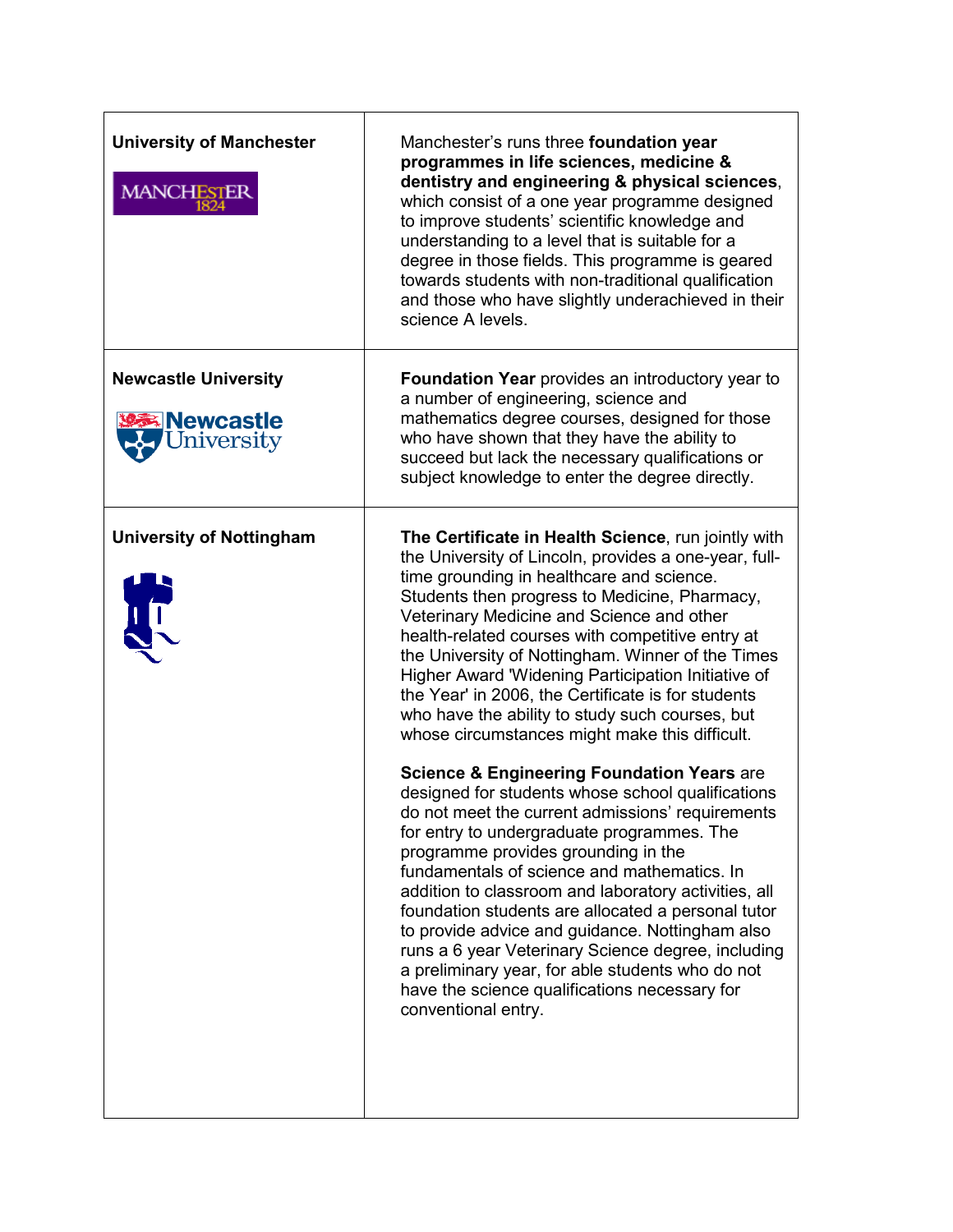| | |
|---|---|
| **University of Manchester** | Manchester's runs three **foundation year programmes in life sciences, medicine & dentistry and engineering & physical sciences**, which consist of a one year programme designed to improve students' scientific knowledge and understanding to a level that is suitable for a degree in those fields. This programme is geared towards students with non-traditional qualification and those who have slightly underachieved in their science A levels. |
| **Newcastle University** | **Foundation Year** provides an introductory year to a number of engineering, science and mathematics degree courses, designed for those who have shown that they have the ability to succeed but lack the necessary qualifications or subject knowledge to enter the degree directly. |
| **University of Nottingham** | **The Certificate in Health Science**, run jointly with the University of Lincoln, provides a one-year, full-time grounding in healthcare and science. Students then progress to Medicine, Pharmacy, Veterinary Medicine and Science and other health-related courses with competitive entry at the University of Nottingham. Winner of the Times Higher Award 'Widening Participation Initiative of the Year' in 2006, the Certificate is for students who have the ability to study such courses, but whose circumstances might make this difficult.<br><br>**Science & Engineering Foundation Years** are designed for students whose school qualifications do not meet the current admissions' requirements for entry to undergraduate programmes. The programme provides grounding in the fundamentals of science and mathematics. In addition to classroom and laboratory activities, all foundation students are allocated a personal tutor to provide advice and guidance. Nottingham also runs a 6 year Veterinary Science degree, including a preliminary year, for able students who do not have the science qualifications necessary for conventional entry. |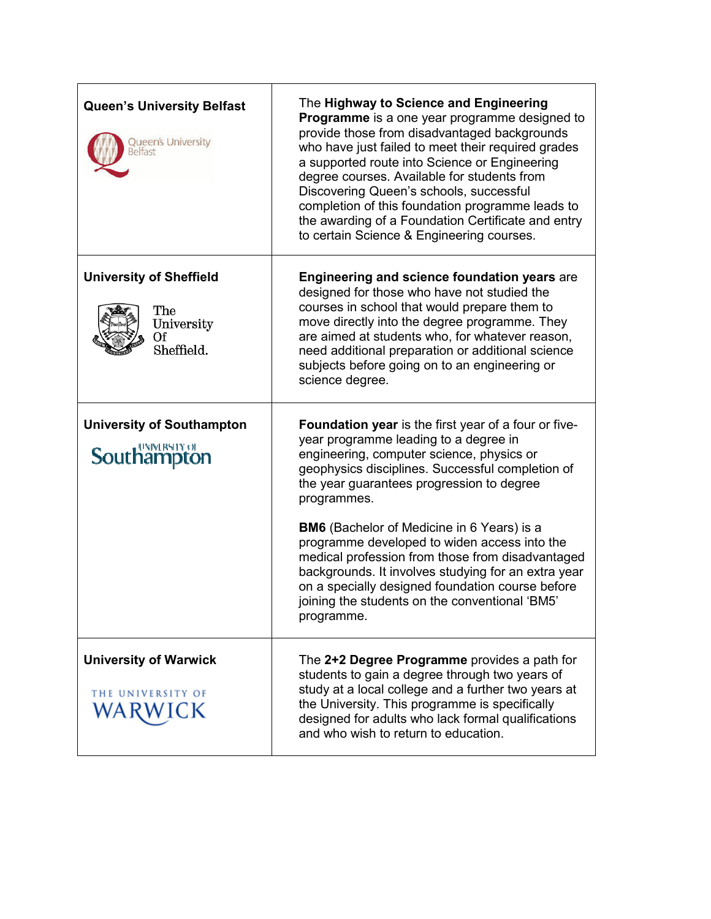| | |
|---|---|
| **Queen's University Belfast** | The **Highway to Science and Engineering Programme** is a one year programme designed to provide those from disadvantaged backgrounds who have just failed to meet their required grades a supported route into Science or Engineering degree courses. Available for students from Discovering Queen's schools, successful completion of this foundation programme leads to the awarding of a Foundation Certificate and entry to certain Science & Engineering courses. |
| **University of Sheffield** | **Engineering and science foundation years** are designed for those who have not studied the courses in school that would prepare them to move directly into the degree programme. They are aimed at students who, for whatever reason, need additional preparation or additional science subjects before going on to an engineering or science degree. |
| **University of Southampton** | **Foundation year** is the first year of a four or five-year programme leading to a degree in engineering, computer science, physics or geophysics disciplines. Successful completion of the year guarantees progression to degree programmes.<br><br>**BM6** (Bachelor of Medicine in 6 Years) is a programme developed to widen access into the medical profession from those from disadvantaged backgrounds. It involves studying for an extra year on a specially designed foundation course before joining the students on the conventional 'BM5' programme. |
| **University of Warwick** | The **2+2 Degree Programme** provides a path for students to gain a degree through two years of study at a local college and a further two years at the University. This programme is specifically designed for adults who lack formal qualifications and who wish to return to education. |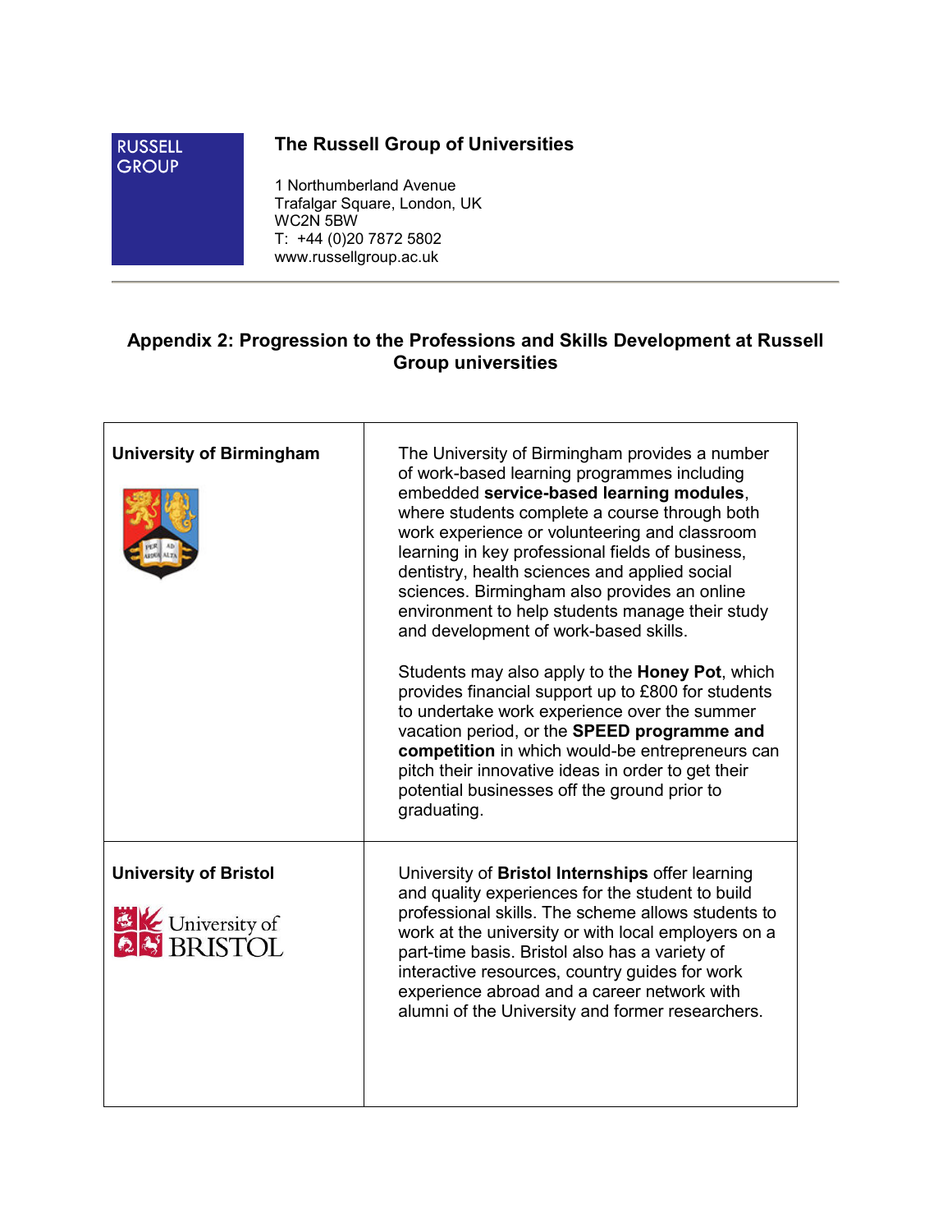**RUSSELL GROUP**

**The Russell Group of Universities**

1 Northumberland Avenue
Trafalgar Square, London, UK
WC2N 5BW
T: +44 (0)20 7872 5802
www.russellgroup.ac.uk

## Appendix 2: Progression to the Professions and Skills Development at Russell Group universities

| | |
|---|---|
| **University of Birmingham** | The University of Birmingham provides a number of work-based learning programmes including embedded **service-based learning modules**, where students complete a course through both work experience or volunteering and classroom learning in key professional fields of business, dentistry, health sciences and applied social sciences. Birmingham also provides an online environment to help students manage their study and development of work-based skills.<br><br>Students may also apply to the **Honey Pot**, which provides financial support up to £800 for students to undertake work experience over the summer vacation period, or the **SPEED programme and competition** in which would-be entrepreneurs can pitch their innovative ideas in order to get their potential businesses off the ground prior to graduating. |
| **University of Bristol** | University of **Bristol Internships** offer learning and quality experiences for the student to build professional skills. The scheme allows students to work at the university or with local employers on a part-time basis. Bristol also has a variety of interactive resources, country guides for work experience abroad and a career network with alumni of the University and former researchers. |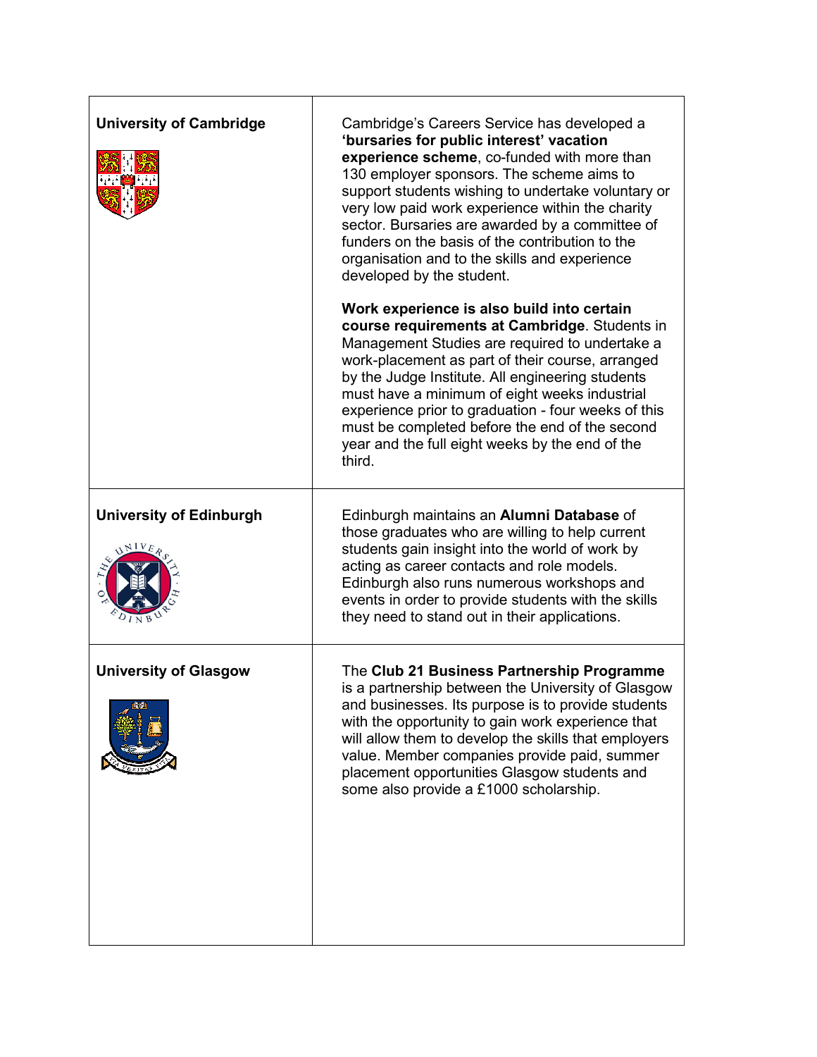| | |
|---|---|
| **University of Cambridge** | Cambridge's Careers Service has developed a **'bursaries for public interest' vacation experience scheme**, co-funded with more than 130 employer sponsors. The scheme aims to support students wishing to undertake voluntary or very low paid work experience within the charity sector. Bursaries are awarded by a committee of funders on the basis of the contribution to the organisation and to the skills and experience developed by the student.<br><br>**Work experience is also build into certain course requirements at Cambridge**. Students in Management Studies are required to undertake a work-placement as part of their course, arranged by the Judge Institute. All engineering students must have a minimum of eight weeks industrial experience prior to graduation - four weeks of this must be completed before the end of the second year and the full eight weeks by the end of the third. |
| **University of Edinburgh** | Edinburgh maintains an **Alumni Database** of those graduates who are willing to help current students gain insight into the world of work by acting as career contacts and role models. Edinburgh also runs numerous workshops and events in order to provide students with the skills they need to stand out in their applications. |
| **University of Glasgow** | The **Club 21 Business Partnership Programme** is a partnership between the University of Glasgow and businesses. Its purpose is to provide students with the opportunity to gain work experience that will allow them to develop the skills that employers value. Member companies provide paid, summer placement opportunities Glasgow students and some also provide a £1000 scholarship. |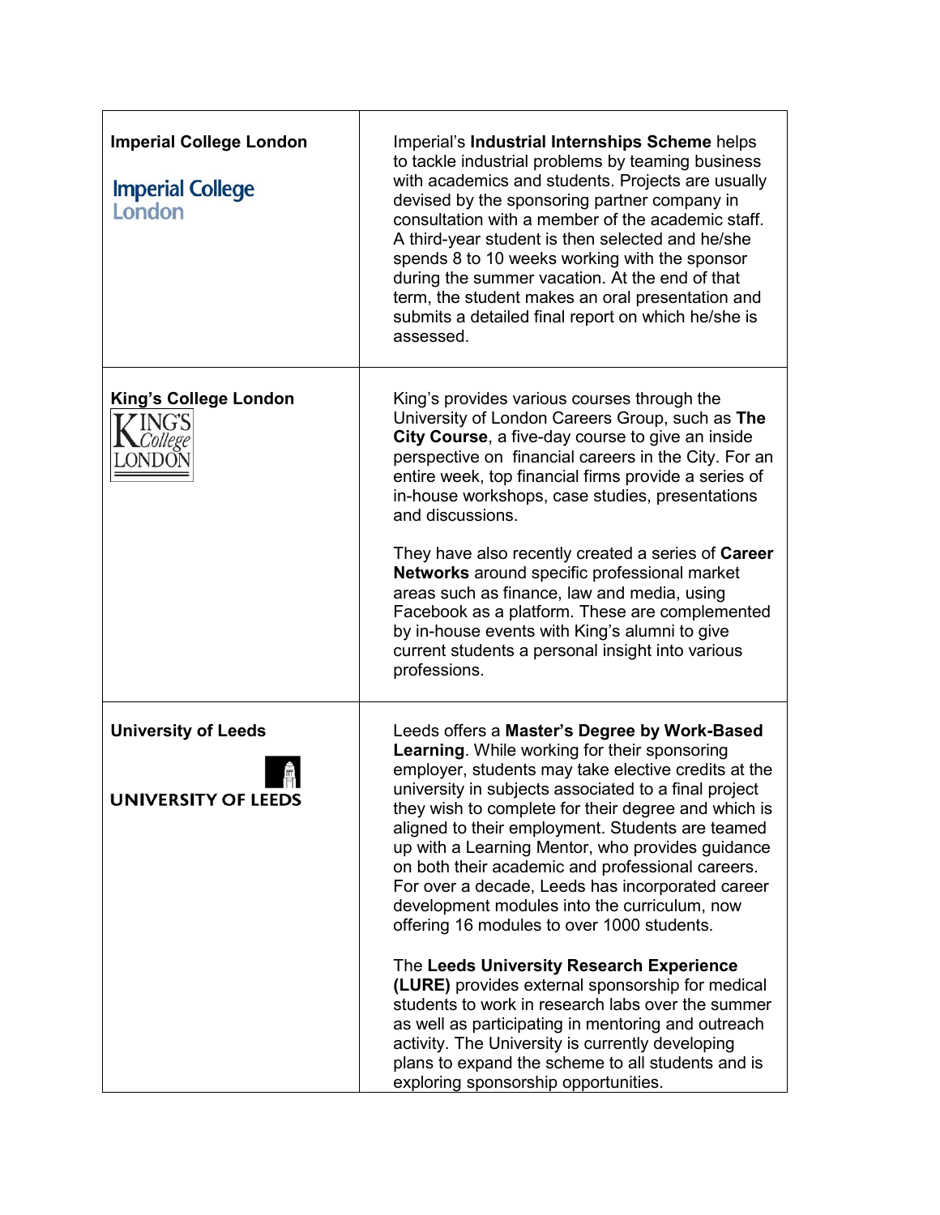| | |
|---|---|
| **Imperial College London** | Imperial's **Industrial Internships Scheme** helps to tackle industrial problems by teaming business with academics and students. Projects are usually devised by the sponsoring partner company in consultation with a member of the academic staff. A third-year student is then selected and he/she spends 8 to 10 weeks working with the sponsor during the summer vacation. At the end of that term, the student makes an oral presentation and submits a detailed final report on which he/she is assessed. |
| **King's College London** | King's provides various courses through the University of London Careers Group, such as **The City Course**, a five-day course to give an inside perspective on financial careers in the City. For an entire week, top financial firms provide a series of in-house workshops, case studies, presentations and discussions.<br><br>They have also recently created a series of **Career Networks** around specific professional market areas such as finance, law and media, using Facebook as a platform. These are complemented by in-house events with King's alumni to give current students a personal insight into various professions. |
| **University of Leeds** | Leeds offers a **Master's Degree by Work-Based Learning**. While working for their sponsoring employer, students may take elective credits at the university in subjects associated to a final project they wish to complete for their degree and which is aligned to their employment. Students are teamed up with a Learning Mentor, who provides guidance on both their academic and professional careers. For over a decade, Leeds has incorporated career development modules into the curriculum, now offering 16 modules to over 1000 students.<br><br>The **Leeds University Research Experience (LURE)** provides external sponsorship for medical students to work in research labs over the summer as well as participating in mentoring and outreach activity. The University is currently developing plans to expand the scheme to all students and is exploring sponsorship opportunities. |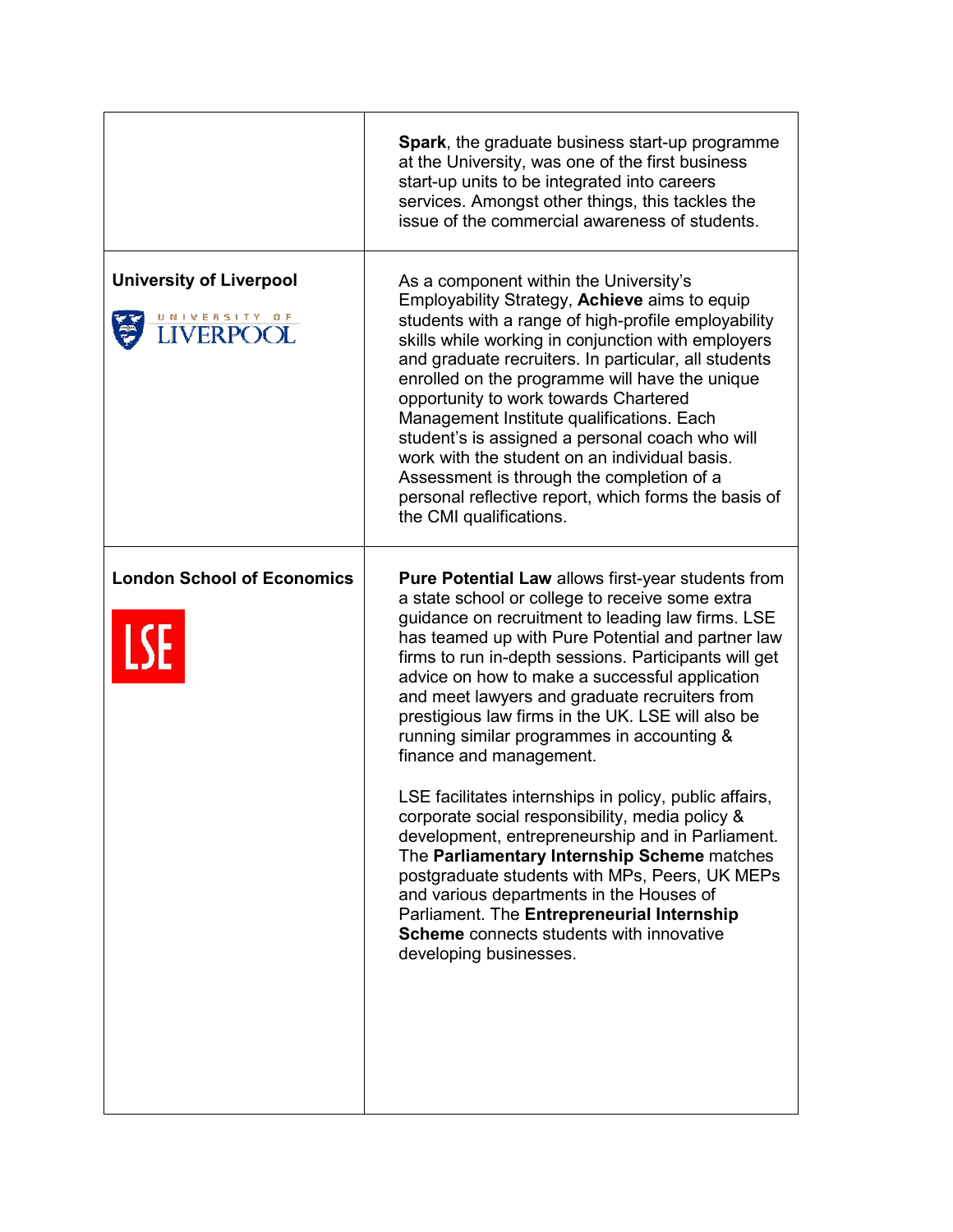| | |
|---|---|
| | **Spark**, the graduate business start-up programme at the University, was one of the first business start-up units to be integrated into careers services. Amongst other things, this tackles the issue of the commercial awareness of students. |
| **University of Liverpool** | As a component within the University's Employability Strategy, **Achieve** aims to equip students with a range of high-profile employability skills while working in conjunction with employers and graduate recruiters. In particular, all students enrolled on the programme will have the unique opportunity to work towards Chartered Management Institute qualifications. Each student's is assigned a personal coach who will work with the student on an individual basis. Assessment is through the completion of a personal reflective report, which forms the basis of the CMI qualifications. |
| **London School of Economics** | **Pure Potential Law** allows first-year students from a state school or college to receive some extra guidance on recruitment to leading law firms. LSE has teamed up with Pure Potential and partner law firms to run in-depth sessions. Participants will get advice on how to make a successful application and meet lawyers and graduate recruiters from prestigious law firms in the UK. LSE will also be running similar programmes in accounting & finance and management.<br><br>LSE facilitates internships in policy, public affairs, corporate social responsibility, media policy & development, entrepreneurship and in Parliament. The **Parliamentary Internship Scheme** matches postgraduate students with MPs, Peers, UK MEPs and various departments in the Houses of Parliament. The **Entrepreneurial Internship Scheme** connects students with innovative developing businesses. |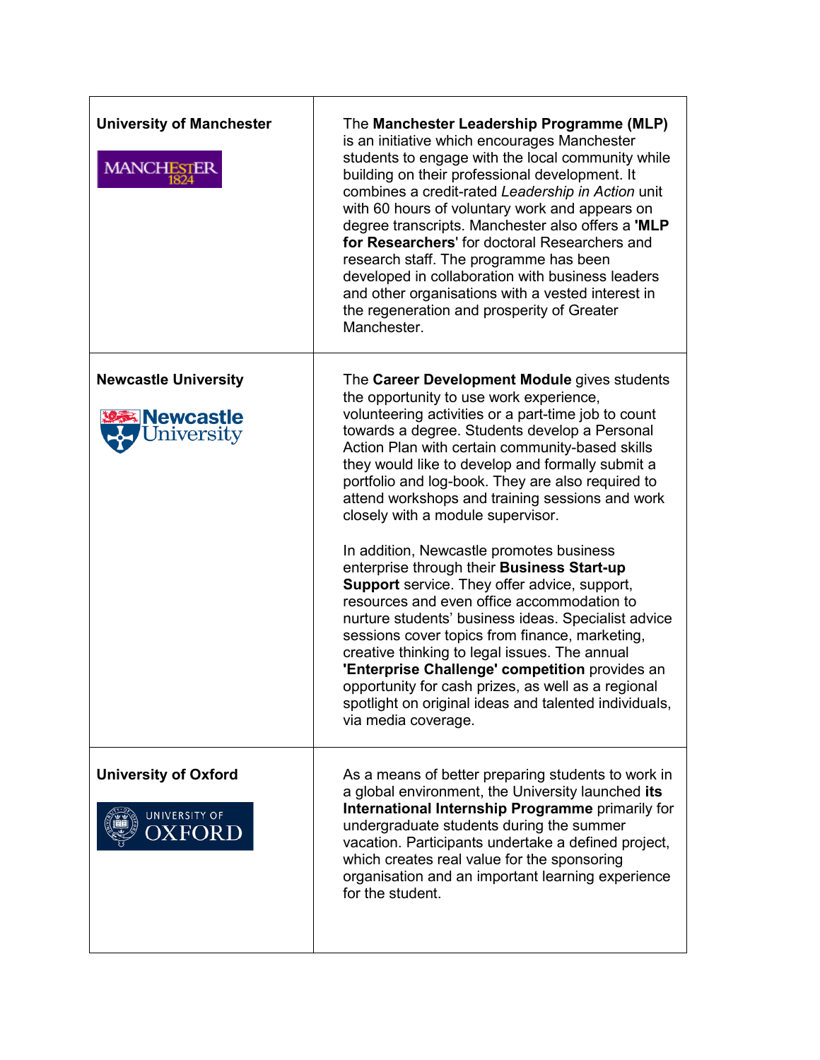| | |
|---|---|
| **University of Manchester** | The **Manchester Leadership Programme (MLP)** is an initiative which encourages Manchester students to engage with the local community while building on their professional development. It combines a credit-rated *Leadership in Action* unit with 60 hours of voluntary work and appears on degree transcripts. Manchester also offers a **'MLP for Researchers'** for doctoral Researchers and research staff. The programme has been developed in collaboration with business leaders and other organisations with a vested interest in the regeneration and prosperity of Greater Manchester. |
| **Newcastle University** | The **Career Development Module** gives students the opportunity to use work experience, volunteering activities or a part-time job to count towards a degree. Students develop a Personal Action Plan with certain community-based skills they would like to develop and formally submit a portfolio and log-book. They are also required to attend workshops and training sessions and work closely with a module supervisor.<br><br>In addition, Newcastle promotes business enterprise through their **Business Start-up Support** service. They offer advice, support, resources and even office accommodation to nurture students' business ideas. Specialist advice sessions cover topics from finance, marketing, creative thinking to legal issues. The annual **'Enterprise Challenge' competition** provides an opportunity for cash prizes, as well as a regional spotlight on original ideas and talented individuals, via media coverage. |
| **University of Oxford** | As a means of better preparing students to work in a global environment, the University launched **its International Internship Programme** primarily for undergraduate students during the summer vacation. Participants undertake a defined project, which creates real value for the sponsoring organisation and an important learning experience for the student. |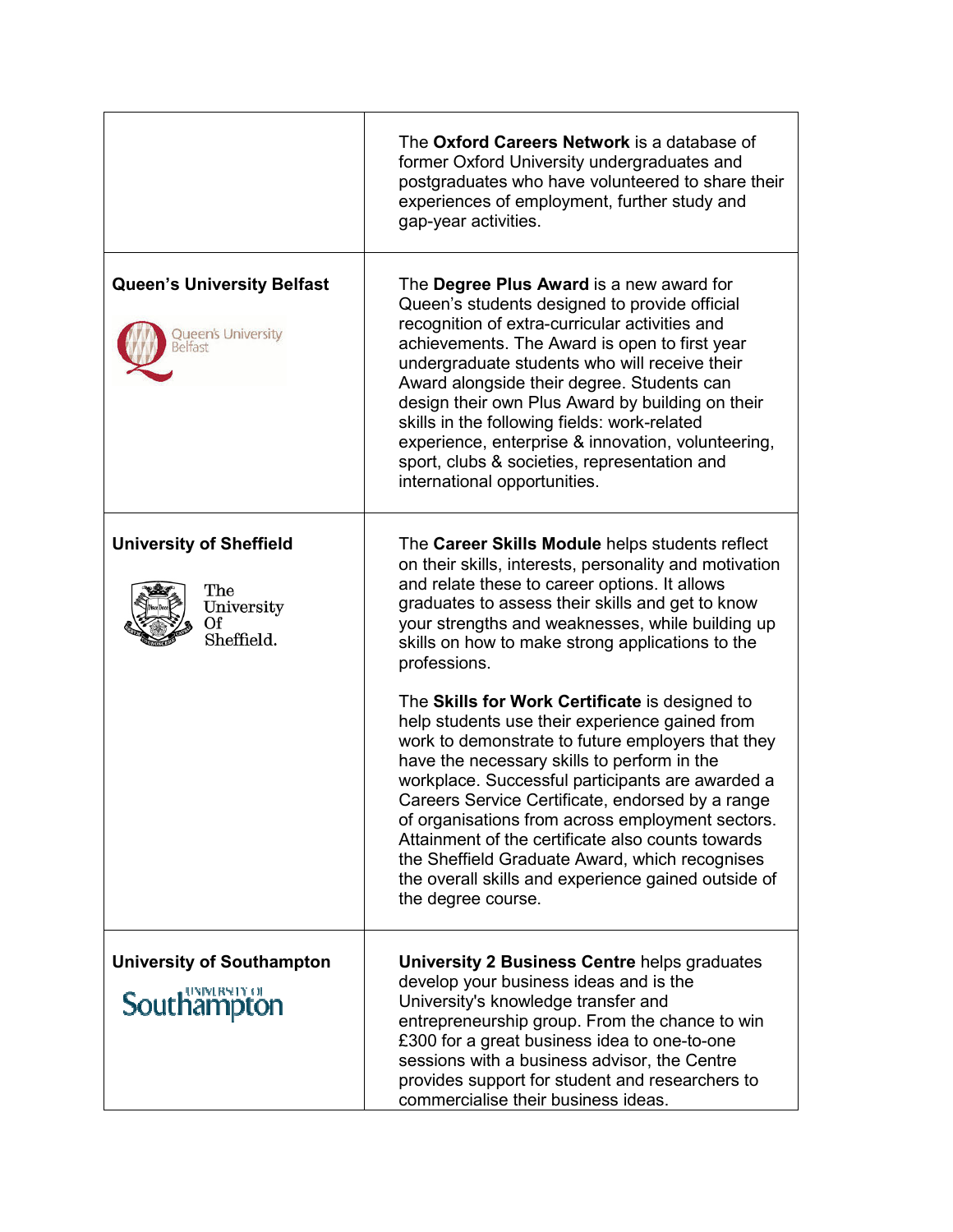| | |
|---|---|
| | The **Oxford Careers Network** is a database of former Oxford University undergraduates and postgraduates who have volunteered to share their experiences of employment, further study and gap-year activities. |
| **Queen's University Belfast** | The **Degree Plus Award** is a new award for Queen's students designed to provide official recognition of extra-curricular activities and achievements. The Award is open to first year undergraduate students who will receive their Award alongside their degree. Students can design their own Plus Award by building on their skills in the following fields: work-related experience, enterprise & innovation, volunteering, sport, clubs & societies, representation and international opportunities. |
| **University of Sheffield** | The **Career Skills Module** helps students reflect on their skills, interests, personality and motivation and relate these to career options. It allows graduates to assess their skills and get to know your strengths and weaknesses, while building up skills on how to make strong applications to the professions.<br><br>The **Skills for Work Certificate** is designed to help students use their experience gained from work to demonstrate to future employers that they have the necessary skills to perform in the workplace. Successful participants are awarded a Careers Service Certificate, endorsed by a range of organisations from across employment sectors. Attainment of the certificate also counts towards the Sheffield Graduate Award, which recognises the overall skills and experience gained outside of the degree course. |
| **University of Southampton** | **University 2 Business Centre** helps graduates develop your business ideas and is the University's knowledge transfer and entrepreneurship group. From the chance to win £300 for a great business idea to one-to-one sessions with a business advisor, the Centre provides support for student and researchers to commercialise their business ideas. |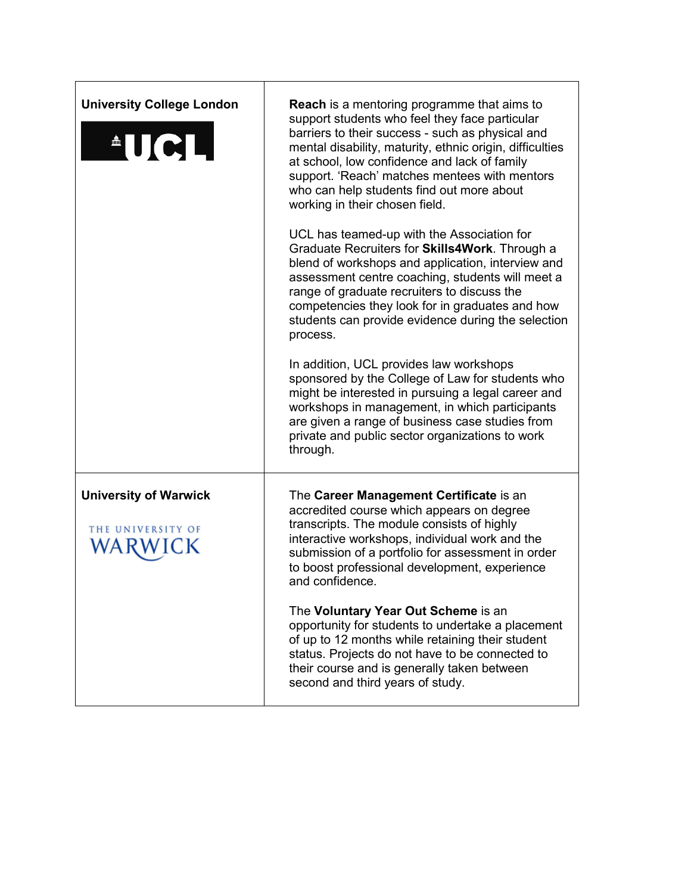| | |
|---|---|
| **University College London** | **Reach** is a mentoring programme that aims to support students who feel they face particular barriers to their success - such as physical and mental disability, maturity, ethnic origin, difficulties at school, low confidence and lack of family support. 'Reach' matches mentees with mentors who can help students find out more about working in their chosen field.<br><br>UCL has teamed-up with the Association for Graduate Recruiters for **Skills4Work**. Through a blend of workshops and application, interview and assessment centre coaching, students will meet a range of graduate recruiters to discuss the competencies they look for in graduates and how students can provide evidence during the selection process.<br><br>In addition, UCL provides law workshops sponsored by the College of Law for students who might be interested in pursuing a legal career and workshops in management, in which participants are given a range of business case studies from private and public sector organizations to work through. |
| **University of Warwick** | The **Career Management Certificate** is an accredited course which appears on degree transcripts. The module consists of highly interactive workshops, individual work and the submission of a portfolio for assessment in order to boost professional development, experience and confidence.<br><br>The **Voluntary Year Out Scheme** is an opportunity for students to undertake a placement of up to 12 months while retaining their student status. Projects do not have to be connected to their course and is generally taken between second and third years of study. |